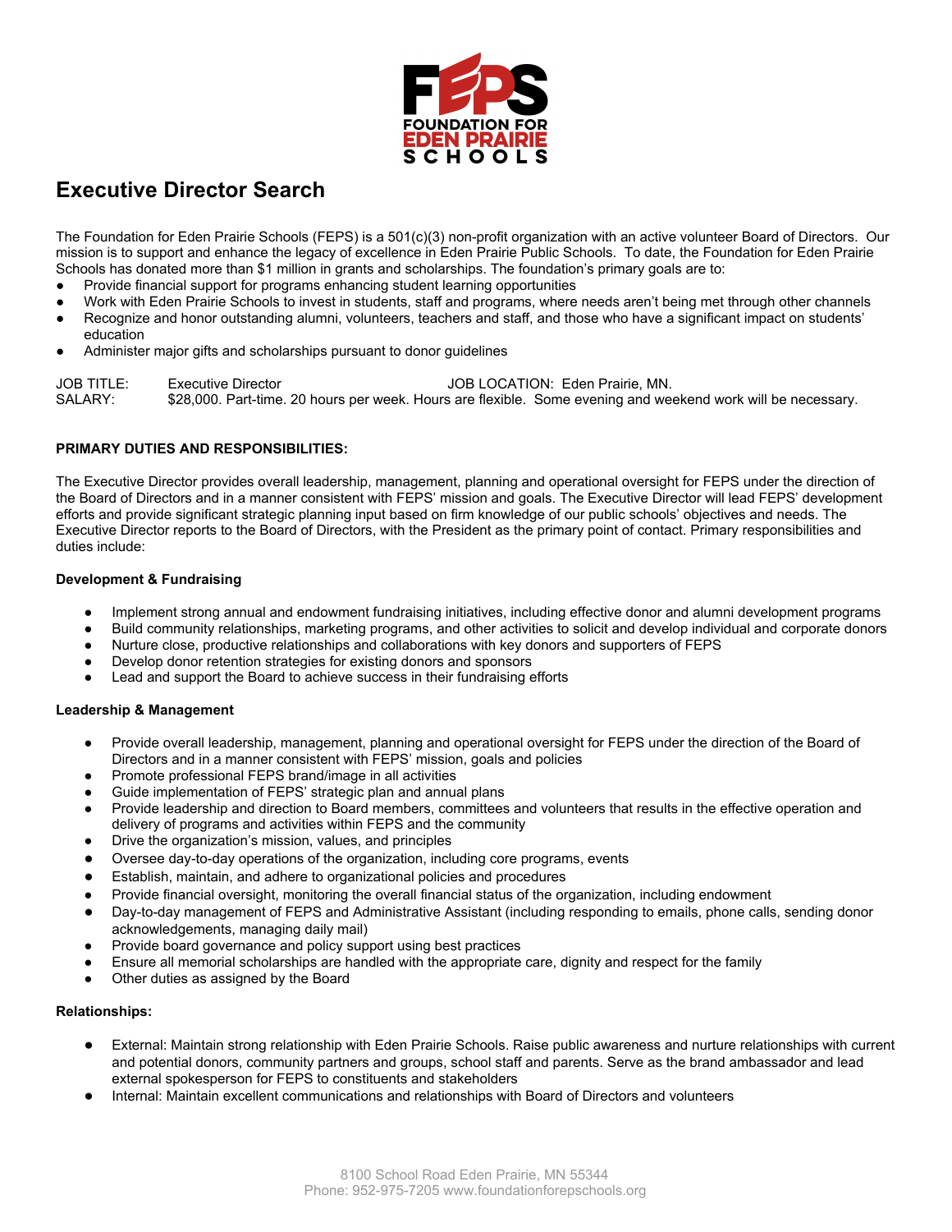FEPS
FOUNDATION FOR
EDEN PRAIRIE
SCHOOLS

# Executive Director Search

The Foundation for Eden Prairie Schools (FEPS) is a 501(c)(3) non-profit organization with an active volunteer Board of Directors. Our mission is to support and enhance the legacy of excellence in Eden Prairie Public Schools. To date, the Foundation for Eden Prairie Schools has donated more than $1 million in grants and scholarships. The foundation's primary goals are to:

- Provide financial support for programs enhancing student learning opportunities
- Work with Eden Prairie Schools to invest in students, staff and programs, where needs aren't being met through other channels
- Recognize and honor outstanding alumni, volunteers, teachers and staff, and those who have a significant impact on students' education
- Administer major gifts and scholarships pursuant to donor guidelines

JOB TITLE: Executive Director JOB LOCATION: Eden Prairie, MN.
SALARY: $28,000. Part-time. 20 hours per week. Hours are flexible. Some evening and weekend work will be necessary.

**PRIMARY DUTIES AND RESPONSIBILITIES:**

The Executive Director provides overall leadership, management, planning and operational oversight for FEPS under the direction of the Board of Directors and in a manner consistent with FEPS' mission and goals. The Executive Director will lead FEPS' development efforts and provide significant strategic planning input based on firm knowledge of our public schools' objectives and needs. The Executive Director reports to the Board of Directors, with the President as the primary point of contact. Primary responsibilities and duties include:

**Development & Fundraising**

- Implement strong annual and endowment fundraising initiatives, including effective donor and alumni development programs
- Build community relationships, marketing programs, and other activities to solicit and develop individual and corporate donors
- Nurture close, productive relationships and collaborations with key donors and supporters of FEPS
- Develop donor retention strategies for existing donors and sponsors
- Lead and support the Board to achieve success in their fundraising efforts

**Leadership & Management**

- Provide overall leadership, management, planning and operational oversight for FEPS under the direction of the Board of Directors and in a manner consistent with FEPS' mission, goals and policies
- Promote professional FEPS brand/image in all activities
- Guide implementation of FEPS' strategic plan and annual plans
- Provide leadership and direction to Board members, committees and volunteers that results in the effective operation and delivery of programs and activities within FEPS and the community
- Drive the organization's mission, values, and principles
- Oversee day-to-day operations of the organization, including core programs, events
- Establish, maintain, and adhere to organizational policies and procedures
- Provide financial oversight, monitoring the overall financial status of the organization, including endowment
- Day-to-day management of FEPS and Administrative Assistant (including responding to emails, phone calls, sending donor acknowledgements, managing daily mail)
- Provide board governance and policy support using best practices
- Ensure all memorial scholarships are handled with the appropriate care, dignity and respect for the family
- Other duties as assigned by the Board

**Relationships:**

- External: Maintain strong relationship with Eden Prairie Schools. Raise public awareness and nurture relationships with current and potential donors, community partners and groups, school staff and parents. Serve as the brand ambassador and lead external spokesperson for FEPS to constituents and stakeholders
- Internal: Maintain excellent communications and relationships with Board of Directors and volunteers

8100 School Road Eden Prairie, MN 55344
Phone: 952-975-7205 www.foundationforepschools.org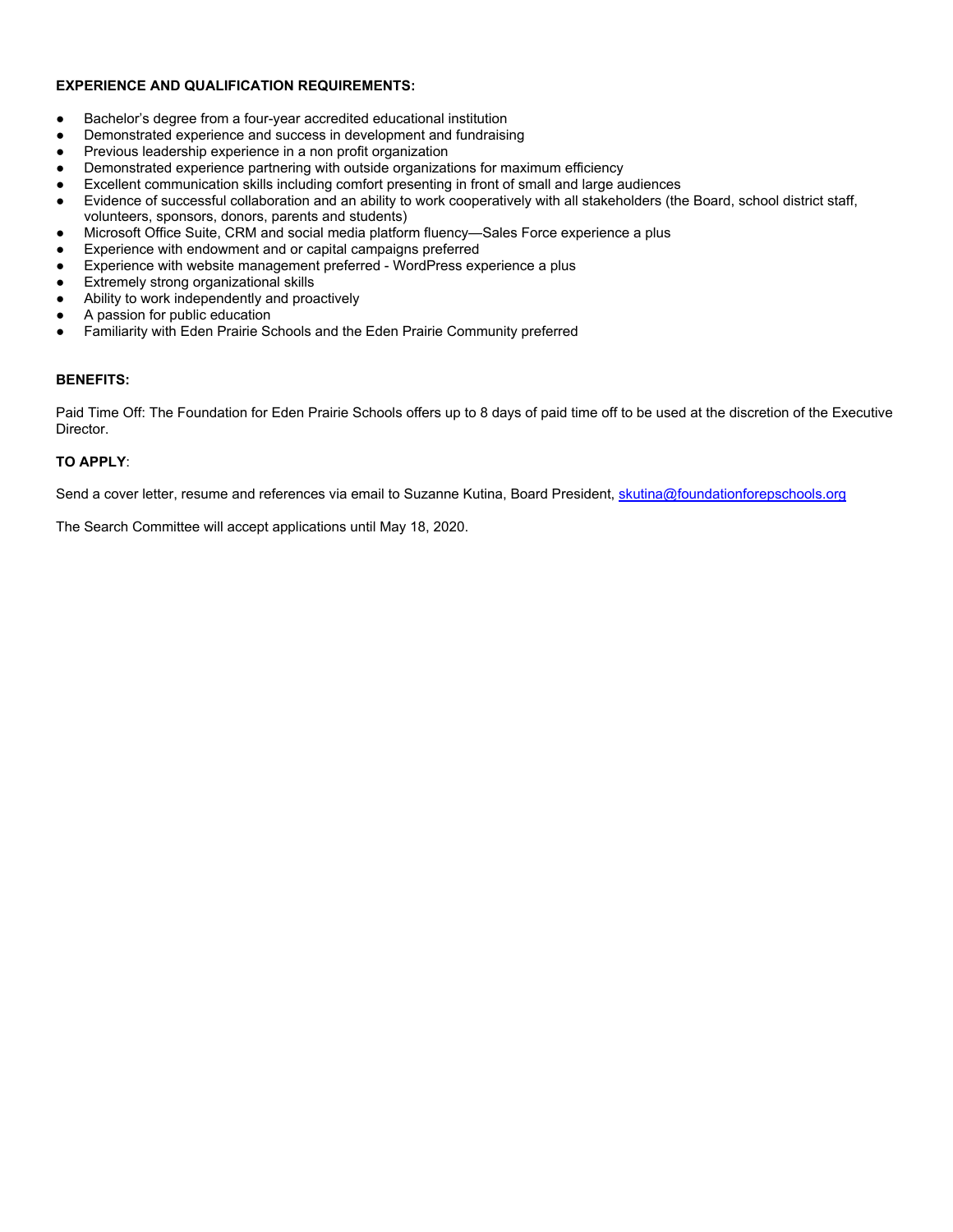**EXPERIENCE AND QUALIFICATION REQUIREMENTS:**

- Bachelor's degree from a four-year accredited educational institution
- Demonstrated experience and success in development and fundraising
- Previous leadership experience in a non profit organization
- Demonstrated experience partnering with outside organizations for maximum efficiency
- Excellent communication skills including comfort presenting in front of small and large audiences
- Evidence of successful collaboration and an ability to work cooperatively with all stakeholders (the Board, school district staff, volunteers, sponsors, donors, parents and students)
- Microsoft Office Suite, CRM and social media platform fluency—Sales Force experience a plus
- Experience with endowment and or capital campaigns preferred
- Experience with website management preferred - WordPress experience a plus
- Extremely strong organizational skills
- Ability to work independently and proactively
- A passion for public education
- Familiarity with Eden Prairie Schools and the Eden Prairie Community preferred

**BENEFITS:**

Paid Time Off: The Foundation for Eden Prairie Schools offers up to 8 days of paid time off to be used at the discretion of the Executive Director.

**TO APPLY**:

Send a cover letter, resume and references via email to Suzanne Kutina, Board President, skutina@foundationforepschools.org

The Search Committee will accept applications until May 18, 2020.